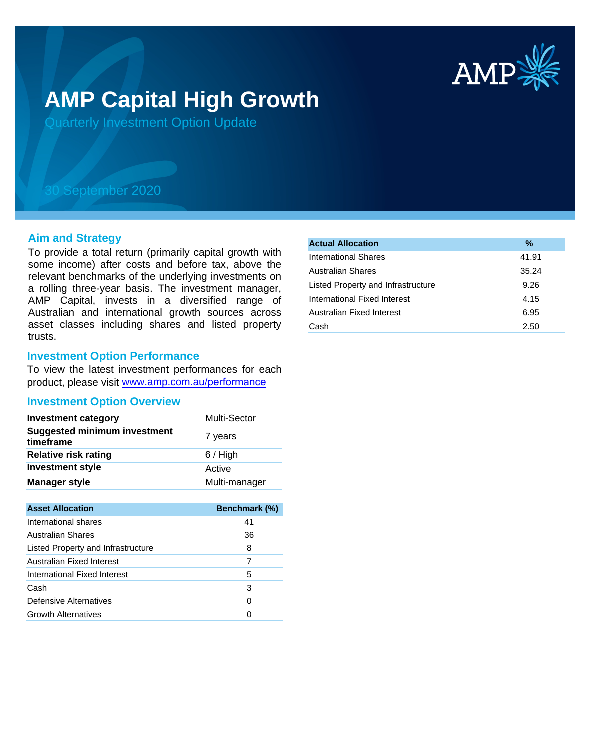# AMP Capital High Growth

Quarterly Investment Option Update

30 September 2020

## Aim and Strategy

To provide a total return (primarily capital growth with some income) after costs and before tax, above the relevant benchmarks of the underlying investments on a rolling three-year basis. The investment manager, AMP Capital, invests in a diversified range of Australian and international growth sources across asset classes including shares and listed property trusts.

## Investment Option Performance

To view the latest investment performances for each product, please visit [www.amp.com.au/performance](www.amp.com.au/performance)

## Investment Option Overview

| | |
|---|---|
| **Investment category** | Multi-Sector |
| **Suggested minimum investment timeframe** | 7 years |
| **Relative risk rating** | 6 / High |
| **Investment style** | Active |
| **Manager style** | Multi-manager |

| Asset Allocation | Benchmark (%) |
|---|---|
| International shares | 41 |
| Australian Shares | 36 |
| Listed Property and Infrastructure | 8 |
| Australian Fixed Interest | 7 |
| International Fixed Interest | 5 |
| Cash | 3 |
| Defensive Alternatives | 0 |
| Growth Alternatives | 0 |

| Actual Allocation | % |
|---|---|
| International Shares | 41.91 |
| Australian Shares | 35.24 |
| Listed Property and Infrastructure | 9.26 |
| International Fixed Interest | 4.15 |
| Australian Fixed Interest | 6.95 |
| Cash | 2.50 |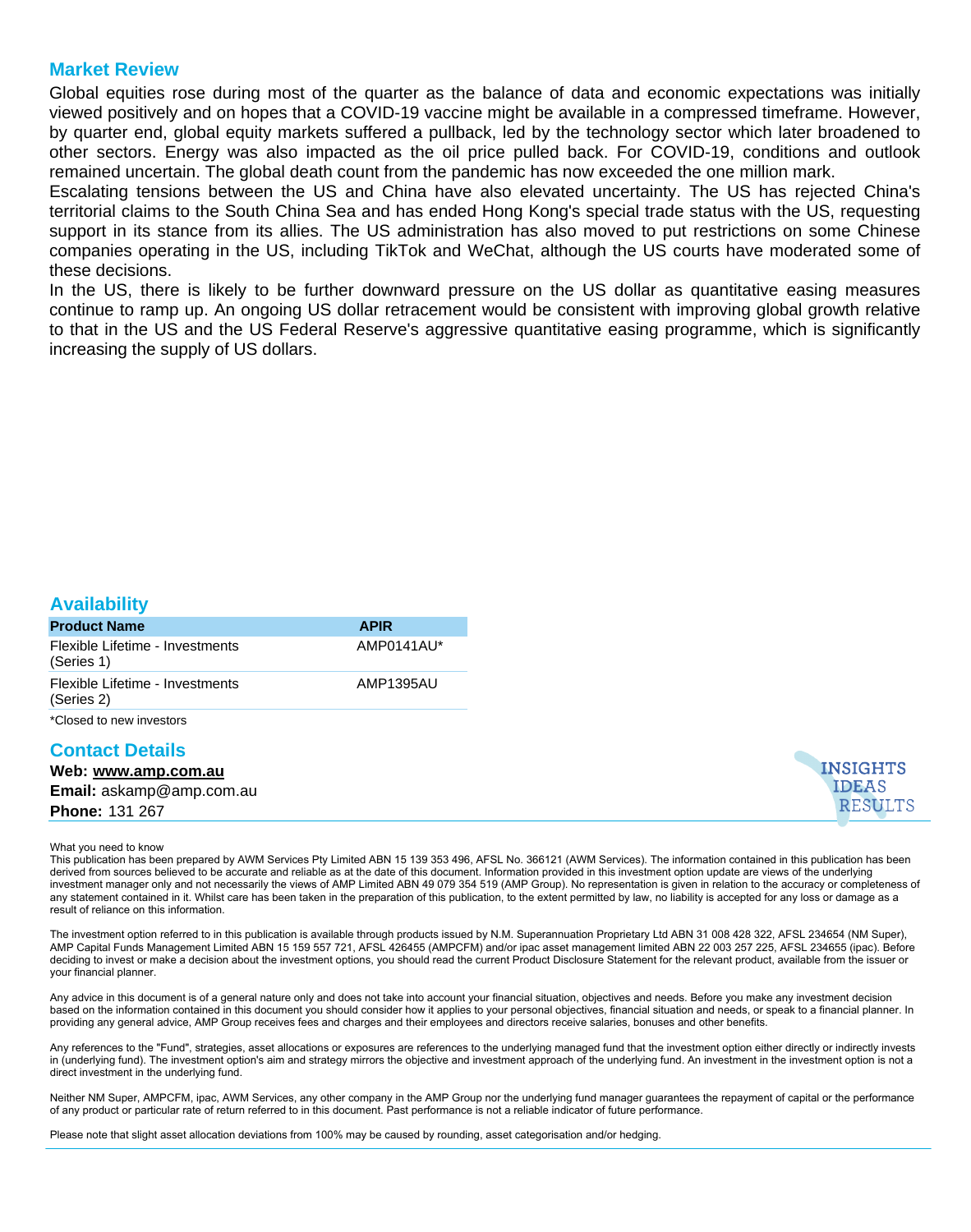## Market Review

Global equities rose during most of the quarter as the balance of data and economic expectations was initially viewed positively and on hopes that a COVID-19 vaccine might be available in a compressed timeframe. However, by quarter end, global equity markets suffered a pullback, led by the technology sector which later broadened to other sectors. Energy was also impacted as the oil price pulled back. For COVID-19, conditions and outlook remained uncertain. The global death count from the pandemic has now exceeded the one million mark.

Escalating tensions between the US and China have also elevated uncertainty. The US has rejected China's territorial claims to the South China Sea and has ended Hong Kong's special trade status with the US, requesting support in its stance from its allies. The US administration has also moved to put restrictions on some Chinese companies operating in the US, including TikTok and WeChat, although the US courts have moderated some of these decisions.

In the US, there is likely to be further downward pressure on the US dollar as quantitative easing measures continue to ramp up. An ongoing US dollar retracement would be consistent with improving global growth relative to that in the US and the US Federal Reserve's aggressive quantitative easing programme, which is significantly increasing the supply of US dollars.

## Availability

| Product Name | APIR |
| --- | --- |
| Flexible Lifetime - Investments (Series 1) | AMP0141AU* |
| Flexible Lifetime - Investments (Series 2) | AMP1395AU |

*Closed to new investors

## Contact Details

**Web:** **www.amp.com.au**
**Email:** askamp@amp.com.au
**Phone:** 131 267

INSIGHTS
IDEAS
RESULTS

What you need to know
This publication has been prepared by AWM Services Pty Limited ABN 15 139 353 496, AFSL No. 366121 (AWM Services). The information contained in this publication has been derived from sources believed to be accurate and reliable as at the date of this document. Information provided in this investment option update are views of the underlying investment manager only and not necessarily the views of AMP Limited ABN 49 079 354 519 (AMP Group). No representation is given in relation to the accuracy or completeness of any statement contained in it. Whilst care has been taken in the preparation of this publication, to the extent permitted by law, no liability is accepted for any loss or damage as a result of reliance on this information.

The investment option referred to in this publication is available through products issued by N.M. Superannuation Proprietary Ltd ABN 31 008 428 322, AFSL 234654 (NM Super), AMP Capital Funds Management Limited ABN 15 159 557 721, AFSL 426455 (AMPCFM) and/or ipac asset management limited ABN 22 003 257 225, AFSL 234655 (ipac). Before deciding to invest or make a decision about the investment options, you should read the current Product Disclosure Statement for the relevant product, available from the issuer or your financial planner.

Any advice in this document is of a general nature only and does not take into account your financial situation, objectives and needs. Before you make any investment decision based on the information contained in this document you should consider how it applies to your personal objectives, financial situation and needs, or speak to a financial planner. In providing any general advice, AMP Group receives fees and charges and their employees and directors receive salaries, bonuses and other benefits.

Any references to the "Fund", strategies, asset allocations or exposures are references to the underlying managed fund that the investment option either directly or indirectly invests in (underlying fund). The investment option's aim and strategy mirrors the objective and investment approach of the underlying fund. An investment in the investment option is not a direct investment in the underlying fund.

Neither NM Super, AMPCFM, ipac, AWM Services, any other company in the AMP Group nor the underlying fund manager guarantees the repayment of capital or the performance of any product or particular rate of return referred to in this document. Past performance is not a reliable indicator of future performance.

Please note that slight asset allocation deviations from 100% may be caused by rounding, asset categorisation and/or hedging.